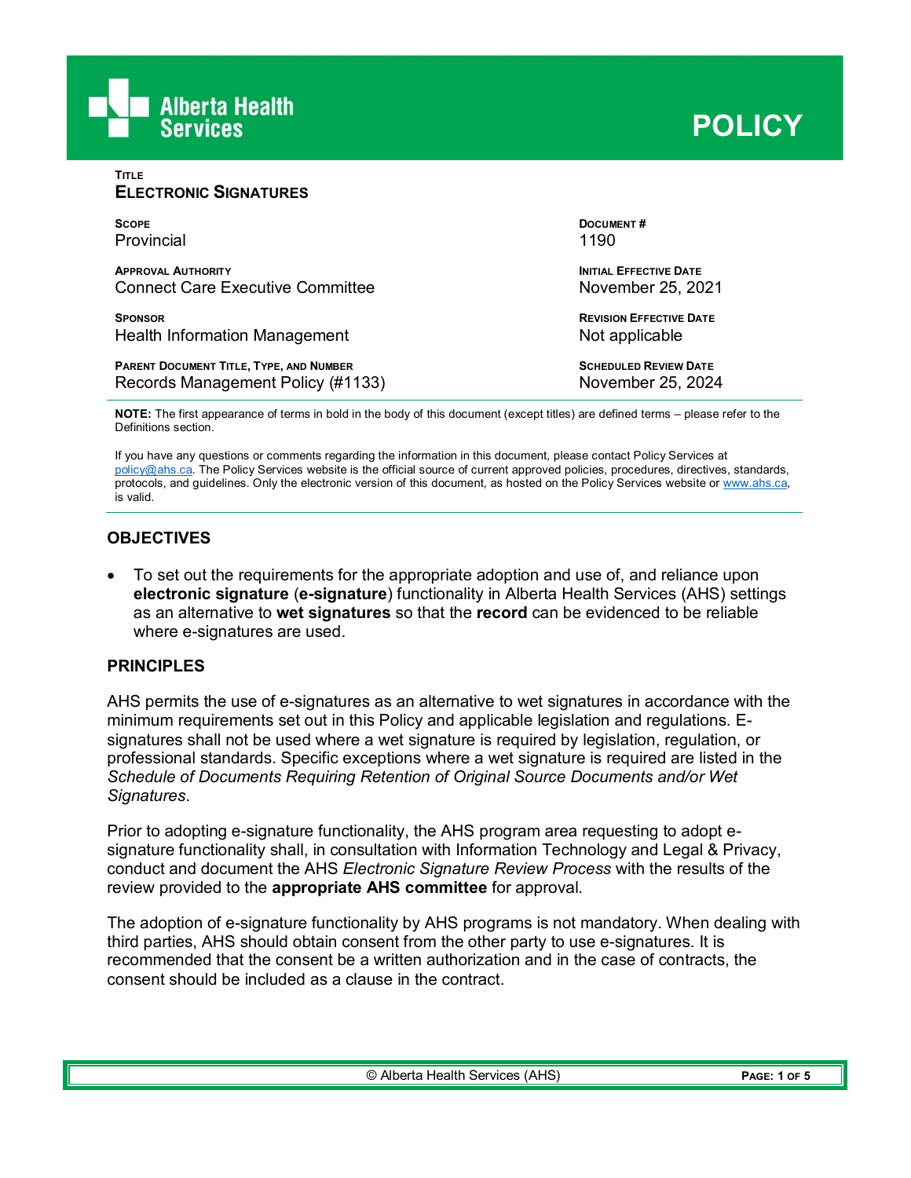# POLICY

**TITLE**
**ELECTRONIC SIGNATURES**

| **SCOPE** | **DOCUMENT #** |
|---|---|
| Provincial | 1190 |
| **APPROVAL AUTHORITY** | **INITIAL EFFECTIVE DATE** |
| Connect Care Executive Committee | November 25, 2021 |
| **SPONSOR** | **REVISION EFFECTIVE DATE** |
| Health Information Management | Not applicable |
| **PARENT DOCUMENT TITLE, TYPE, AND NUMBER** | **SCHEDULED REVIEW DATE** |
| Records Management Policy (#1133) | November 25, 2024 |

**NOTE:** The first appearance of terms in bold in the body of this document (except titles) are defined terms – please refer to the Definitions section.

If you have any questions or comments regarding the information in this document, please contact Policy Services at policy@ahs.ca. The Policy Services website is the official source of current approved policies, procedures, directives, standards, protocols, and guidelines. Only the electronic version of this document, as hosted on the Policy Services website or www.ahs.ca, is valid.

## OBJECTIVES

- To set out the requirements for the appropriate adoption and use of, and reliance upon **electronic signature** (**e-signature**) functionality in Alberta Health Services (AHS) settings as an alternative to **wet signatures** so that the **record** can be evidenced to be reliable where e-signatures are used.

## PRINCIPLES

AHS permits the use of e-signatures as an alternative to wet signatures in accordance with the minimum requirements set out in this Policy and applicable legislation and regulations. E-signatures shall not be used where a wet signature is required by legislation, regulation, or professional standards. Specific exceptions where a wet signature is required are listed in the *Schedule of Documents Requiring Retention of Original Source Documents and/or Wet Signatures*.

Prior to adopting e-signature functionality, the AHS program area requesting to adopt e-signature functionality shall, in consultation with Information Technology and Legal & Privacy, conduct and document the AHS *Electronic Signature Review Process* with the results of the review provided to the **appropriate AHS committee** for approval.

The adoption of e-signature functionality by AHS programs is not mandatory. When dealing with third parties, AHS should obtain consent from the other party to use e-signatures. It is recommended that the consent be a written authorization and in the case of contracts, the consent should be included as a clause in the contract.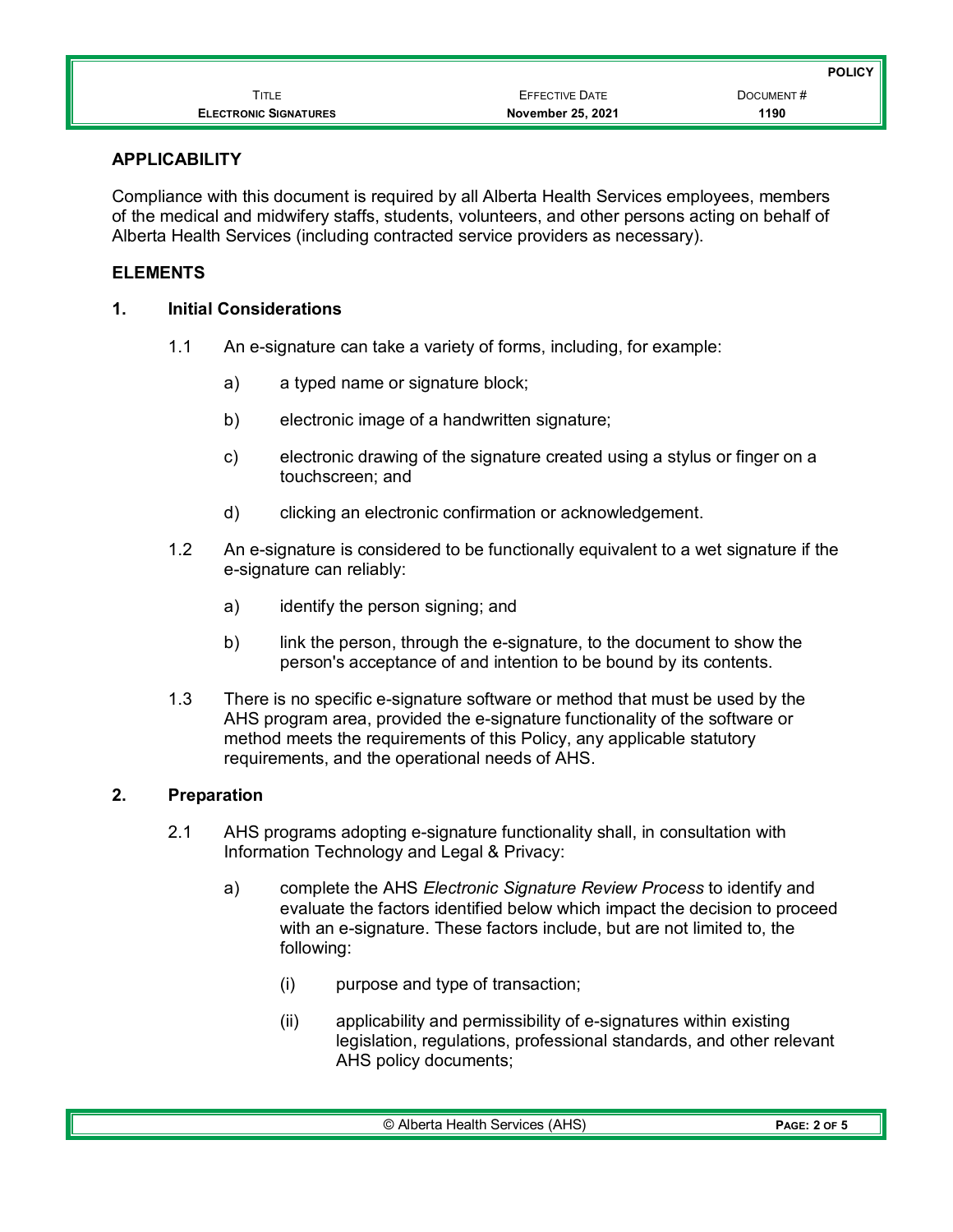## APPLICABILITY

Compliance with this document is required by all Alberta Health Services employees, members of the medical and midwifery staffs, students, volunteers, and other persons acting on behalf of Alberta Health Services (including contracted service providers as necessary).

## ELEMENTS

### 1. Initial Considerations

1.1 An e-signature can take a variety of forms, including, for example:

a) a typed name or signature block;

b) electronic image of a handwritten signature;

c) electronic drawing of the signature created using a stylus or finger on a touchscreen; and

d) clicking an electronic confirmation or acknowledgement.

1.2 An e-signature is considered to be functionally equivalent to a wet signature if the e-signature can reliably:

a) identify the person signing; and

b) link the person, through the e-signature, to the document to show the person's acceptance of and intention to be bound by its contents.

1.3 There is no specific e-signature software or method that must be used by the AHS program area, provided the e-signature functionality of the software or method meets the requirements of this Policy, any applicable statutory requirements, and the operational needs of AHS.

### 2. Preparation

2.1 AHS programs adopting e-signature functionality shall, in consultation with Information Technology and Legal & Privacy:

a) complete the AHS *Electronic Signature Review Process* to identify and evaluate the factors identified below which impact the decision to proceed with an e-signature. These factors include, but are not limited to, the following:

(i) purpose and type of transaction;

(ii) applicability and permissibility of e-signatures within existing legislation, regulations, professional standards, and other relevant AHS policy documents;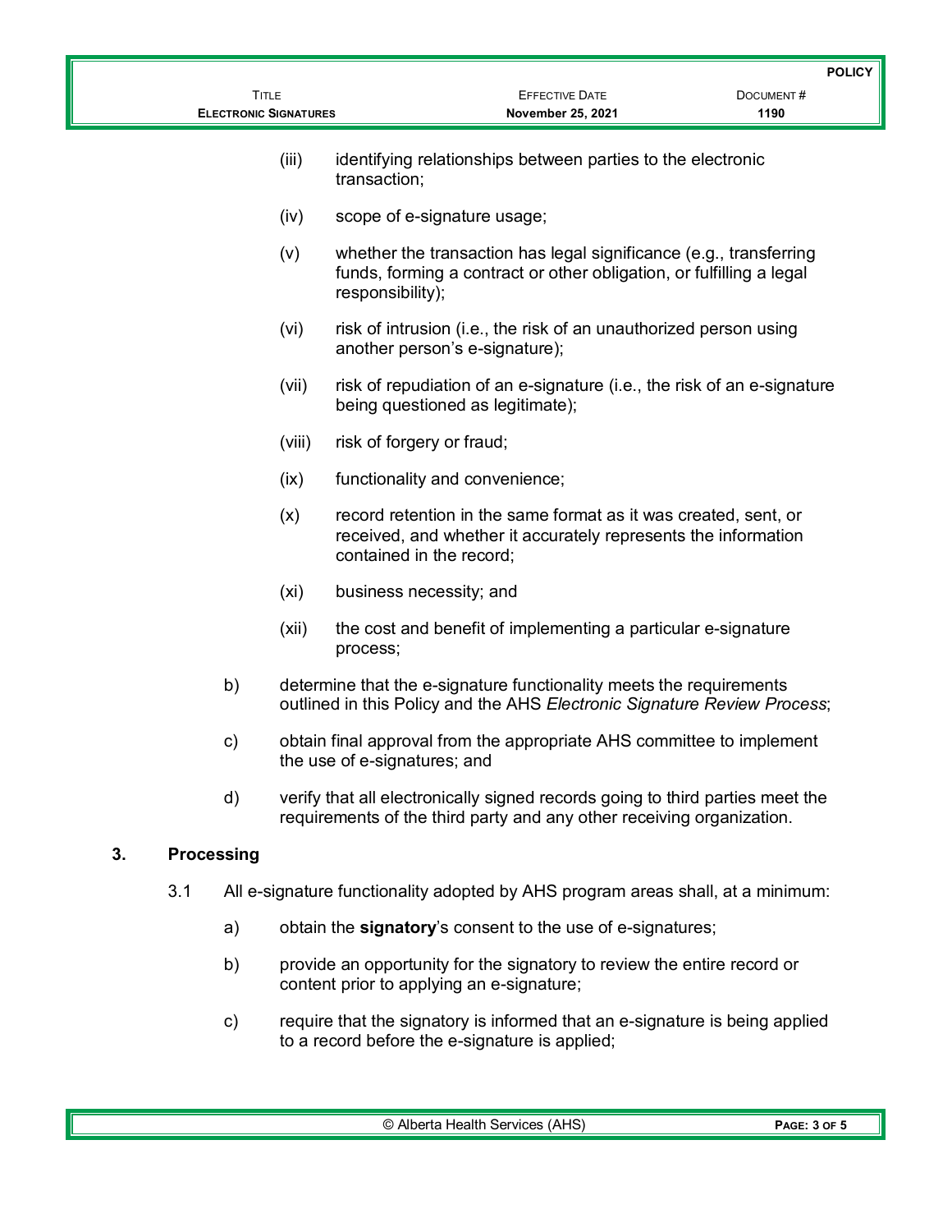(iii) identifying relationships between parties to the electronic transaction;

(iv) scope of e-signature usage;

(v) whether the transaction has legal significance (e.g., transferring funds, forming a contract or other obligation, or fulfilling a legal responsibility);

(vi) risk of intrusion (i.e., the risk of an unauthorized person using another person's e-signature);

(vii) risk of repudiation of an e-signature (i.e., the risk of an e-signature being questioned as legitimate);

(viii) risk of forgery or fraud;

(ix) functionality and convenience;

(x) record retention in the same format as it was created, sent, or received, and whether it accurately represents the information contained in the record;

(xi) business necessity; and

(xii) the cost and benefit of implementing a particular e-signature process;

b) determine that the e-signature functionality meets the requirements outlined in this Policy and the AHS *Electronic Signature Review Process*;

c) obtain final approval from the appropriate AHS committee to implement the use of e-signatures; and

d) verify that all electronically signed records going to third parties meet the requirements of the third party and any other receiving organization.

## 3. Processing

3.1 All e-signature functionality adopted by AHS program areas shall, at a minimum:

a) obtain the **signatory**'s consent to the use of e-signatures;

b) provide an opportunity for the signatory to review the entire record or content prior to applying an e-signature;

c) require that the signatory is informed that an e-signature is being applied to a record before the e-signature is applied;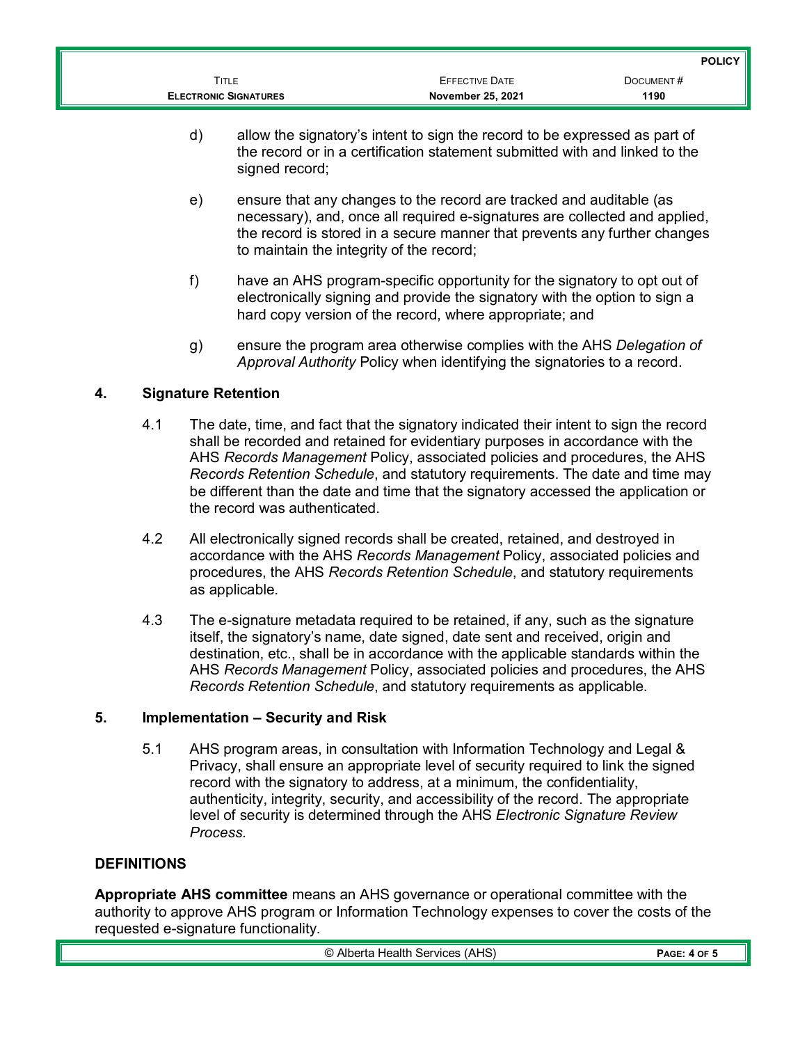d) allow the signatory's intent to sign the record to be expressed as part of the record or in a certification statement submitted with and linked to the signed record;

e) ensure that any changes to the record are tracked and auditable (as necessary), and, once all required e-signatures are collected and applied, the record is stored in a secure manner that prevents any further changes to maintain the integrity of the record;

f) have an AHS program-specific opportunity for the signatory to opt out of electronically signing and provide the signatory with the option to sign a hard copy version of the record, where appropriate; and

g) ensure the program area otherwise complies with the AHS *Delegation of Approval Authority* Policy when identifying the signatories to a record.

## 4. Signature Retention

4.1 The date, time, and fact that the signatory indicated their intent to sign the record shall be recorded and retained for evidentiary purposes in accordance with the AHS *Records Management* Policy, associated policies and procedures, the AHS *Records Retention Schedule*, and statutory requirements. The date and time may be different than the date and time that the signatory accessed the application or the record was authenticated.

4.2 All electronically signed records shall be created, retained, and destroyed in accordance with the AHS *Records Management* Policy, associated policies and procedures, the AHS *Records Retention Schedule*, and statutory requirements as applicable.

4.3 The e-signature metadata required to be retained, if any, such as the signature itself, the signatory's name, date signed, date sent and received, origin and destination, etc., shall be in accordance with the applicable standards within the AHS *Records Management* Policy, associated policies and procedures, the AHS *Records Retention Schedule*, and statutory requirements as applicable.

## 5. Implementation – Security and Risk

5.1 AHS program areas, in consultation with Information Technology and Legal & Privacy, shall ensure an appropriate level of security required to link the signed record with the signatory to address, at a minimum, the confidentiality, authenticity, integrity, security, and accessibility of the record. The appropriate level of security is determined through the AHS *Electronic Signature Review Process.*

## DEFINITIONS

**Appropriate AHS committee** means an AHS governance or operational committee with the authority to approve AHS program or Information Technology expenses to cover the costs of the requested e-signature functionality.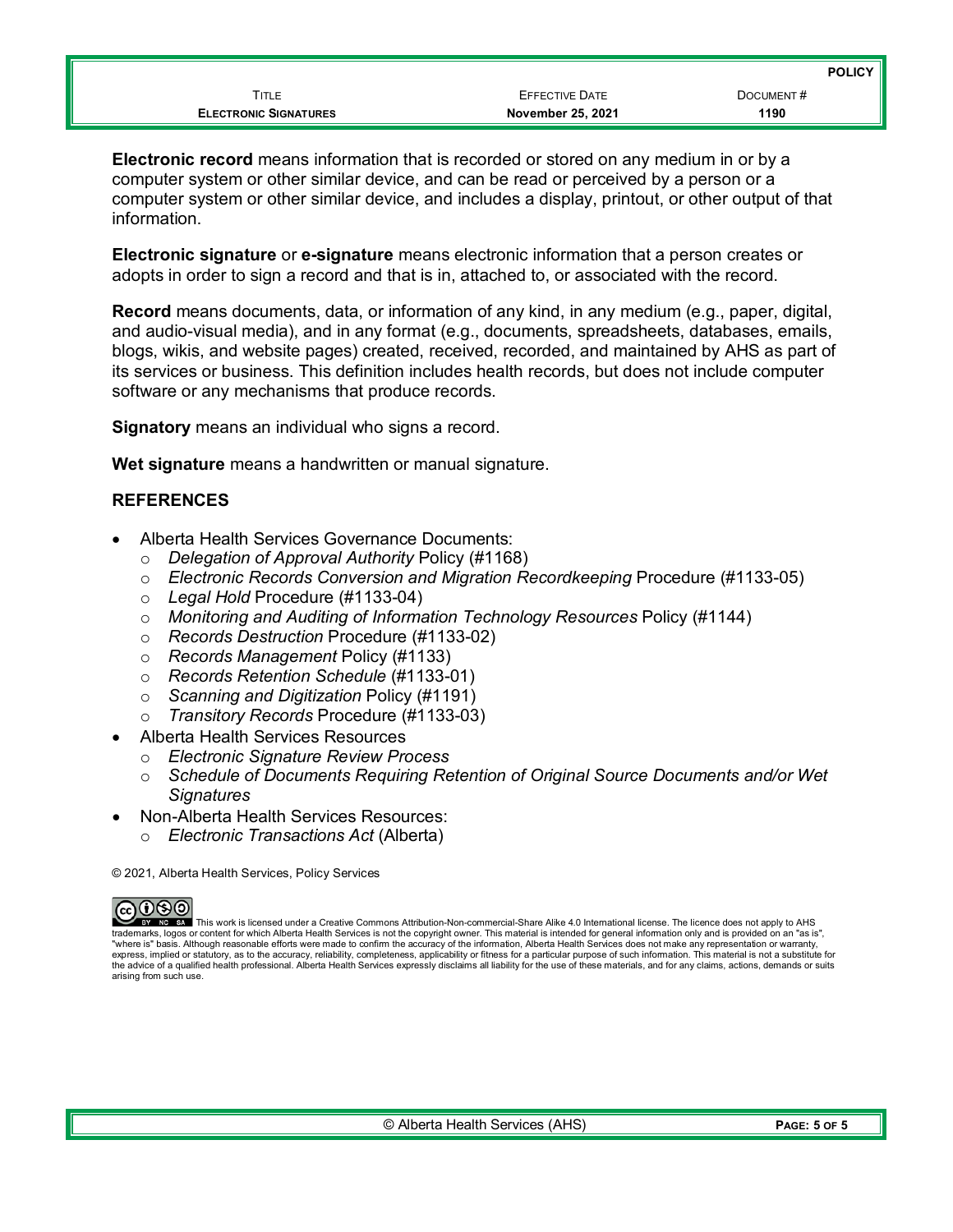**Electronic record** means information that is recorded or stored on any medium in or by a computer system or other similar device, and can be read or perceived by a person or a computer system or other similar device, and includes a display, printout, or other output of that information.

**Electronic signature** or **e-signature** means electronic information that a person creates or adopts in order to sign a record and that is in, attached to, or associated with the record.

**Record** means documents, data, or information of any kind, in any medium (e.g., paper, digital, and audio-visual media), and in any format (e.g., documents, spreadsheets, databases, emails, blogs, wikis, and website pages) created, received, recorded, and maintained by AHS as part of its services or business. This definition includes health records, but does not include computer software or any mechanisms that produce records.

**Signatory** means an individual who signs a record.

**Wet signature** means a handwritten or manual signature.

## REFERENCES

- Alberta Health Services Governance Documents:
  - *Delegation of Approval Authority* Policy (#1168)
  - *Electronic Records Conversion and Migration Recordkeeping* Procedure (#1133-05)
  - *Legal Hold* Procedure (#1133-04)
  - *Monitoring and Auditing of Information Technology Resources* Policy (#1144)
  - *Records Destruction* Procedure (#1133-02)
  - *Records Management* Policy (#1133)
  - *Records Retention Schedule* (#1133-01)
  - *Scanning and Digitization* Policy (#1191)
  - *Transitory Records* Procedure (#1133-03)
- Alberta Health Services Resources
  - *Electronic Signature Review Process*
  - *Schedule of Documents Requiring Retention of Original Source Documents and/or Wet Signatures*
- Non-Alberta Health Services Resources:
  - *Electronic Transactions Act* (Alberta)

© 2021, Alberta Health Services, Policy Services

This work is licensed under a Creative Commons Attribution-Non-commercial-Share Alike 4.0 International license. The licence does not apply to AHS trademarks, logos or content for which Alberta Health Services is not the copyright owner. This material is intended for general information only and is provided on an "as is", "where is" basis. Although reasonable efforts were made to confirm the accuracy of the information, Alberta Health Services does not make any representation or warranty, express, implied or statutory, as to the accuracy, reliability, completeness, applicability or fitness for a particular purpose of such information. This material is not a substitute for the advice of a qualified health professional. Alberta Health Services expressly disclaims all liability for the use of these materials, and for any claims, actions, demands or suits arising from such use.